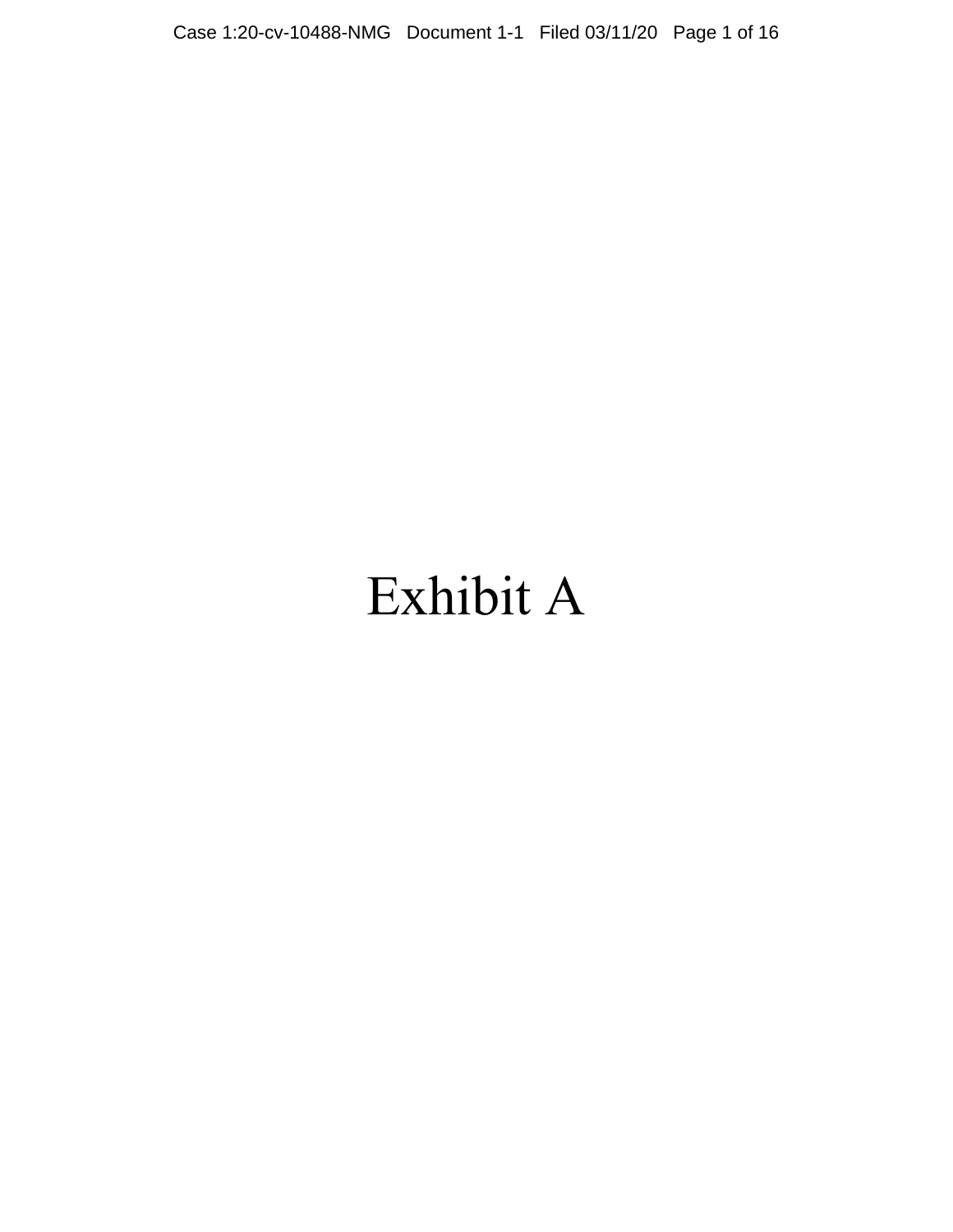# Exhibit A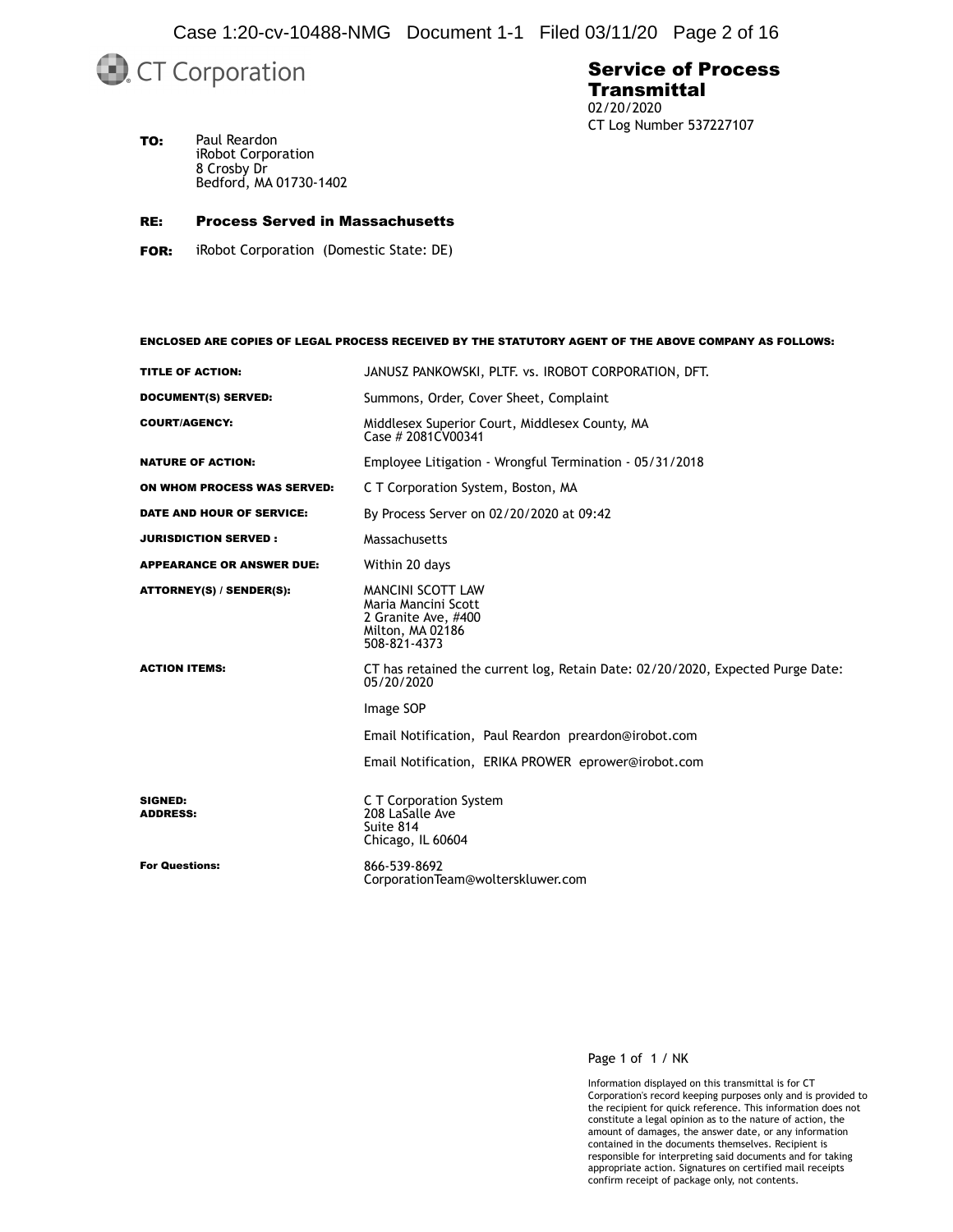CT Corporation

# Service of Process Transmittal

02/20/2020
CT Log Number 537227107

**TO:** Paul Reardon
iRobot Corporation
8 Crosby Dr
Bedford, MA 01730-1402

**RE:** **Process Served in Massachusetts**

**FOR:** iRobot Corporation (Domestic State: DE)

**ENCLOSED ARE COPIES OF LEGAL PROCESS RECEIVED BY THE STATUTORY AGENT OF THE ABOVE COMPANY AS FOLLOWS:**

| | |
|---|---|
| **TITLE OF ACTION:** | JANUSZ PANKOWSKI, PLTF. vs. IROBOT CORPORATION, DFT. |
| **DOCUMENT(S) SERVED:** | Summons, Order, Cover Sheet, Complaint |
| **COURT/AGENCY:** | Middlesex Superior Court, Middlesex County, MA<br>Case # 2081CV00341 |
| **NATURE OF ACTION:** | Employee Litigation - Wrongful Termination - 05/31/2018 |
| **ON WHOM PROCESS WAS SERVED:** | C T Corporation System, Boston, MA |
| **DATE AND HOUR OF SERVICE:** | By Process Server on 02/20/2020 at 09:42 |
| **JURISDICTION SERVED :** | Massachusetts |
| **APPEARANCE OR ANSWER DUE:** | Within 20 days |
| **ATTORNEY(S) / SENDER(S):** | MANCINI SCOTT LAW<br>Maria Mancini Scott<br>2 Granite Ave, #400<br>Milton, MA 02186<br>508-821-4373 |
| **ACTION ITEMS:** | CT has retained the current log, Retain Date: 02/20/2020, Expected Purge Date: 05/20/2020<br><br>Image SOP<br><br>Email Notification, Paul Reardon preardon@irobot.com<br><br>Email Notification, ERIKA PROWER eprower@irobot.com |
| **SIGNED:**<br>**ADDRESS:** | C T Corporation System<br>208 LaSalle Ave<br>Suite 814<br>Chicago, IL 60604 |
| **For Questions:** | 866-539-8692<br>CorporationTeam@wolterskluwer.com |

Page 1 of 1 / NK

Information displayed on this transmittal is for CT Corporation's record keeping purposes only and is provided to the recipient for quick reference. This information does not constitute a legal opinion as to the nature of action, the amount of damages, the answer date, or any information contained in the documents themselves. Recipient is responsible for interpreting said documents and for taking appropriate action. Signatures on certified mail receipts confirm receipt of package only, not contents.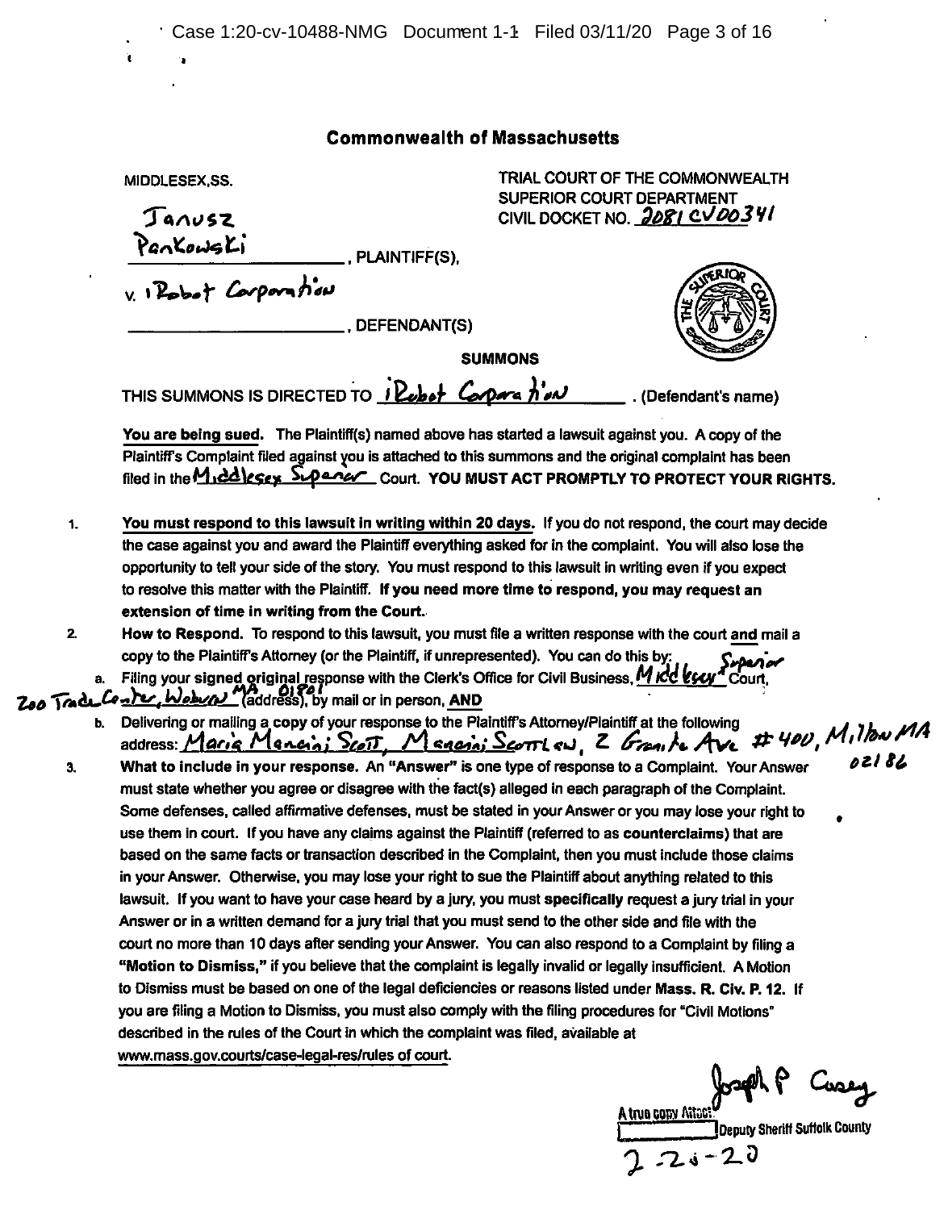# Commonwealth of Massachusetts

MIDDLESEX,SS.

TRIAL COURT OF THE COMMONWEALTH
SUPERIOR COURT DEPARTMENT
CIVIL DOCKET NO. 2081CV00341

Janusz Pankowski, PLAINTIFF(S),

v. iRobot Corporation, DEFENDANT(S)

## SUMMONS

THIS SUMMONS IS DIRECTED TO iRobot Corporation . (Defendant's name)

**You are being sued.** The Plaintiff(s) named above has started a lawsuit against you. A copy of the Plaintiff's Complaint filed against you is attached to this summons and the original complaint has been filed in the Middlesex Superior Court. **YOU MUST ACT PROMPTLY TO PROTECT YOUR RIGHTS.**

1. **You must respond to this lawsuit in writing within 20 days.** If you do not respond, the court may decide the case against you and award the Plaintiff everything asked for in the complaint. You will also lose the opportunity to tell your side of the story. You must respond to this lawsuit in writing even if you expect to resolve this matter with the Plaintiff. **If you need more time to respond, you may request an extension of time in writing from the Court.**

2. **How to Respond.** To respond to this lawsuit, you must file a written response with the court and mail a copy to the Plaintiff's Attorney (or the Plaintiff, if unrepresented). You can do this by:
   a. Filing your **signed original** response with the Clerk's Office for Civil Business, Middlesex Superior Court, 200 Trade Center, Woburn MA 01801 (address), by mail or in person, **AND**
   b. Delivering or mailing a copy of your response to the Plaintiff's Attorney/Plaintiff at the following address: Maria Mancini Scott, Mancini Scott Law, 2 Granite Ave #400, Milton MA 02186

3. **What to include in your response.** An **"Answer"** is one type of response to a Complaint. Your Answer must state whether you agree or disagree with the fact(s) alleged in each paragraph of the Complaint. Some defenses, called affirmative defenses, must be stated in your Answer or you may lose your right to use them in court. If you have any claims against the Plaintiff (referred to as **counterclaims**) that are based on the same facts or transaction described in the Complaint, then you must include those claims in your Answer. Otherwise, you may lose your right to sue the Plaintiff about anything related to this lawsuit. If you want to have your case heard by a jury, you must **specifically** request a jury trial in your Answer or in a written demand for a jury trial that you must send to the other side and file with the court no more than 10 days after sending your Answer. You can also respond to a Complaint by filing a **"Motion to Dismiss,"** if you believe that the complaint is legally invalid or legally insufficient. A Motion to Dismiss must be based on one of the legal deficiencies or reasons listed under **Mass. R. Civ. P. 12.** If you are filing a Motion to Dismiss, you must also comply with the filing procedures for "Civil Motions" described in the rules of the Court in which the complaint was filed, available at www.mass.gov.courts/case-legal-res/rules of court.

A true copy Attest: Joseph P Casey
Deputy Sheriff Suffolk County
2-20-20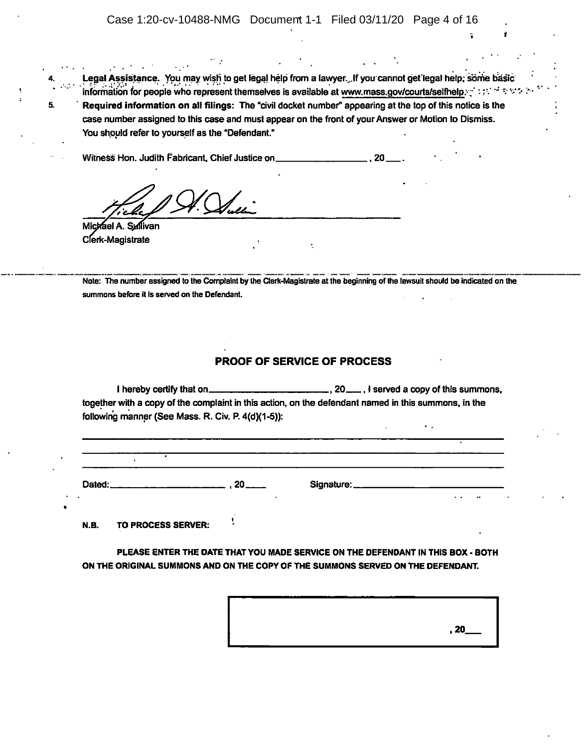4. **Legal Assistance.** You may wish to get legal help from a lawyer. If you cannot get legal help, some basic information for people who represent themselves is available at www.mass.gov/courts/selfhelp.

5. **Required information on all filings:** The "civil docket number" appearing at the top of this notice is the case number assigned to this case and must appear on the front of your Answer or Motion to Dismiss. You should refer to yourself as the "Defendant."

Witness Hon. Judith Fabricant, Chief Justice on\_\_\_\_\_\_\_\_\_\_\_\_\_\_\_\_\_\_, 20\_\_\_.

Michael A. Sullivan
Clerk-Magistrate

---

Note: The number assigned to the Complaint by the Clerk-Magistrate at the beginning of the lawsuit should be indicated on the summons before it is served on the Defendant.

## PROOF OF SERVICE OF PROCESS

I hereby certify that on\_\_\_\_\_\_\_\_\_\_\_\_\_\_\_\_\_\_\_\_\_\_\_\_, 20\_\_\_, I served a copy of this summons, together with a copy of the complaint in this action, on the defendant named in this summons, in the following manner (See Mass. R. Civ. P. 4(d)(1-5)):

\_\_\_\_\_\_\_\_\_\_\_\_\_\_\_\_\_\_\_\_\_\_\_\_\_\_\_\_\_\_\_\_\_\_\_\_\_\_\_\_\_\_\_\_\_\_\_\_\_\_\_\_\_\_\_\_\_\_\_\_\_\_\_\_\_\_\_\_\_\_

\_\_\_\_\_\_\_\_\_\_\_\_\_\_\_\_\_\_\_\_\_\_\_\_\_\_\_\_\_\_\_\_\_\_\_\_\_\_\_\_\_\_\_\_\_\_\_\_\_\_\_\_\_\_\_\_\_\_\_\_\_\_\_\_\_\_\_\_\_\_

\_\_\_\_\_\_\_\_\_\_\_\_\_\_\_\_\_\_\_\_\_\_\_\_\_\_\_\_\_\_\_\_\_\_\_\_\_\_\_\_\_\_\_\_\_\_\_\_\_\_\_\_\_\_\_\_\_\_\_\_\_\_\_\_\_\_\_\_\_\_

Dated:\_\_\_\_\_\_\_\_\_\_\_\_\_\_\_\_\_\_\_\_\_\_\_\_, 20\_\_\_\_ Signature:\_\_\_\_\_\_\_\_\_\_\_\_\_\_\_\_\_\_\_\_\_\_\_\_\_\_\_\_\_\_

**N.B. TO PROCESS SERVER:**

**PLEASE ENTER THE DATE THAT YOU MADE SERVICE ON THE DEFENDANT IN THIS BOX - BOTH ON THE ORIGINAL SUMMONS AND ON THE COPY OF THE SUMMONS SERVED ON THE DEFENDANT.**

| , 20\_\_\_ |
|---|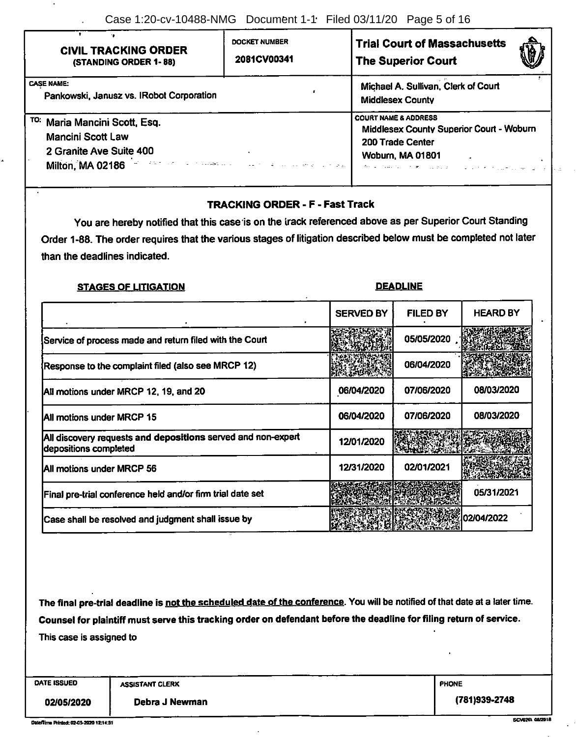| **CIVIL TRACKING ORDER** (STANDING ORDER 1- 88) | DOCKET NUMBER 2081CV00341 | **Trial Court of Massachusetts The Superior Court** |
|---|---|---|

CASE NAME:
Pankowski, Janusz vs. IRobot Corporation

Michael A. Sullivan, Clerk of Court
Middlesex County

TO: Maria Mancini Scott, Esq.
Mancini Scott Law
2 Granite Ave Suite 400
Milton, MA 02186

COURT NAME & ADDRESS
Middlesex County Superior Court - Woburn
200 Trade Center
Woburn, MA 01801

## TRACKING ORDER - F - Fast Track

You are hereby notified that this case is on the track referenced above as per Superior Court Standing Order 1-88. The order requires that the various stages of litigation described below must be completed not later than the deadlines indicated.

**STAGES OF LITIGATION** — **DEADLINE**

| | SERVED BY | FILED BY | HEARD BY |
|---|---|---|---|
| Service of process made and return filed with the Court | | 05/05/2020 | |
| Response to the complaint filed (also see MRCP 12) | | 06/04/2020 | |
| All motions under MRCP 12, 19, and 20 | 06/04/2020 | 07/06/2020 | 08/03/2020 |
| All motions under MRCP 15 | 06/04/2020 | 07/06/2020 | 08/03/2020 |
| All discovery requests and depositions served and non-expert depositions completed | 12/01/2020 | | |
| All motions under MRCP 56 | 12/31/2020 | 02/01/2021 | |
| Final pre-trial conference held and/or firm trial date set | | | 05/31/2021 |
| Case shall be resolved and judgment shall issue by | | | 02/04/2022 |

**The final pre-trial deadline is not the scheduled date of the conference. You will be notified of that date at a later time.**

**Counsel for plaintiff must serve this tracking order on defendant before the deadline for filing return of service.**

This case is assigned to

| DATE ISSUED | ASSISTANT CLERK | PHONE |
|---|---|---|
| 02/05/2020 | Debra J Newman | (781)939-2748 |

Date/Time Printed: 02-05-2020 12:14:31

SCV026\ 08/2018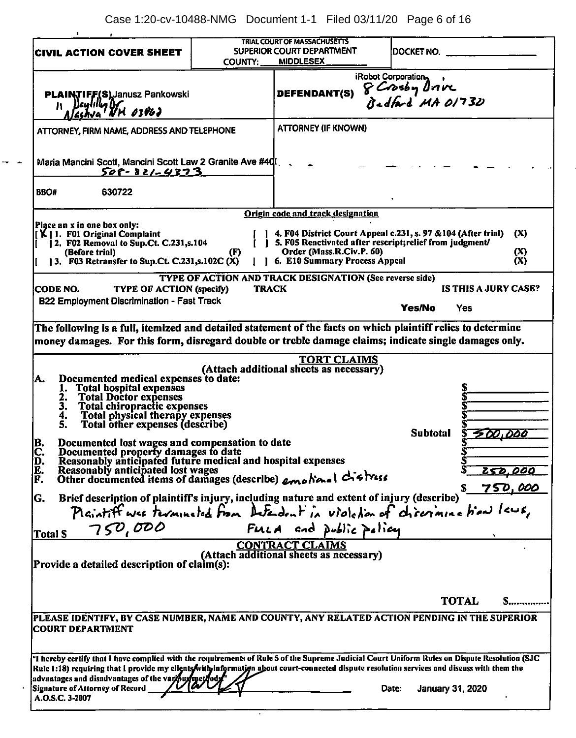| **CIVIL ACTION COVER SHEET** | TRIAL COURT OF MASSACHUSETTS SUPERIOR COURT DEPARTMENT COUNTY: MIDDLESEX | DOCKET NO. |
|---|---|---|

| **PLAINTIFF(S)** Janusz Pankowski 11 Daylily Dr Nashua NH 03062 | **DEFENDANT(S)** iRobot Corporation, 8 Crosby Drive Bedford MA 01730 |
|---|---|
| ATTORNEY, FIRM NAME, ADDRESS AND TELEPHONE Maria Mancini Scott, Mancini Scott Law 2 Granite Ave #40( 508-821-4373 | ATTORNEY (IF KNOWN) |
| BBO# 630722 | |

**Origin code and track designation**

Place an x in one box only:

- [X] 1. F01 Original Complaint
- [ ] 2. F02 Removal to Sup.Ct. C.231,s.104 (Before trial) (F)
- [ ] 3. F03 Retransfer to Sup.Ct. C.231,s.102C (X)
- [ ] 4. F04 District Court Appeal c.231, s. 97 &104 (After trial) (X)
- [ ] 5. F05 Reactivated after rescript;relief from judgment/ Order (Mass.R.Civ.P. 60) (X)
- [ ] 6. E10 Summary Process Appeal (X)

**TYPE OF ACTION AND TRACK DESIGNATION (See reverse side)**

| CODE NO. | TYPE OF ACTION (specify) | TRACK | IS THIS A JURY CASE? |
|---|---|---|---|
| B22 Employment Discrimination - Fast Track | | | Yes/No Yes |

**The following is a full, itemized and detailed statement of the facts on which plaintiff relies to determine money damages. For this form, disregard double or treble damage claims; indicate single damages only.**

**TORT CLAIMS**
(Attach additional sheets as necessary)

A. Documented medical expenses to date:
1. Total hospital expenses $
2. Total Doctor expenses $
3. Total chiropractic expenses $
4. Total physical therapy expenses $
5. Total other expenses (describe) $

Subtotal $ 500,000

B. Documented lost wages and compensation to date $
C. Documented property damages to date $
D. Reasonably anticipated future medical and hospital expenses $
E. Reasonably anticipated lost wages $ 250,000
F. Other documented items of damages (describe) emotional distress $ 750,000

G. Brief description of plaintiff's injury, including nature and extent of injury (describe)
Plaintiff was terminated from Defendant in violation of discrimination laws, FMLA and public policy

Total $ 750,000

**CONTRACT CLAIMS**
(Attach additional sheets as necessary)

Provide a detailed description of claim(s):

TOTAL $...............

**PLEASE IDENTIFY, BY CASE NUMBER, NAME AND COUNTY, ANY RELATED ACTION PENDING IN THE SUPERIOR COURT DEPARTMENT**

"I hereby certify that I have complied with the requirements of Rule 5 of the Supreme Judicial Court Uniform Rules on Dispute Resolution (SJC Rule 1:18) requiring that I provide my clients with information about court-connected dispute resolution services and discuss with them the advantages and disadvantages of the various methods."

Signature of Attorney of Record ______ Date: January 31, 2020

A.O.S.C. 3-2007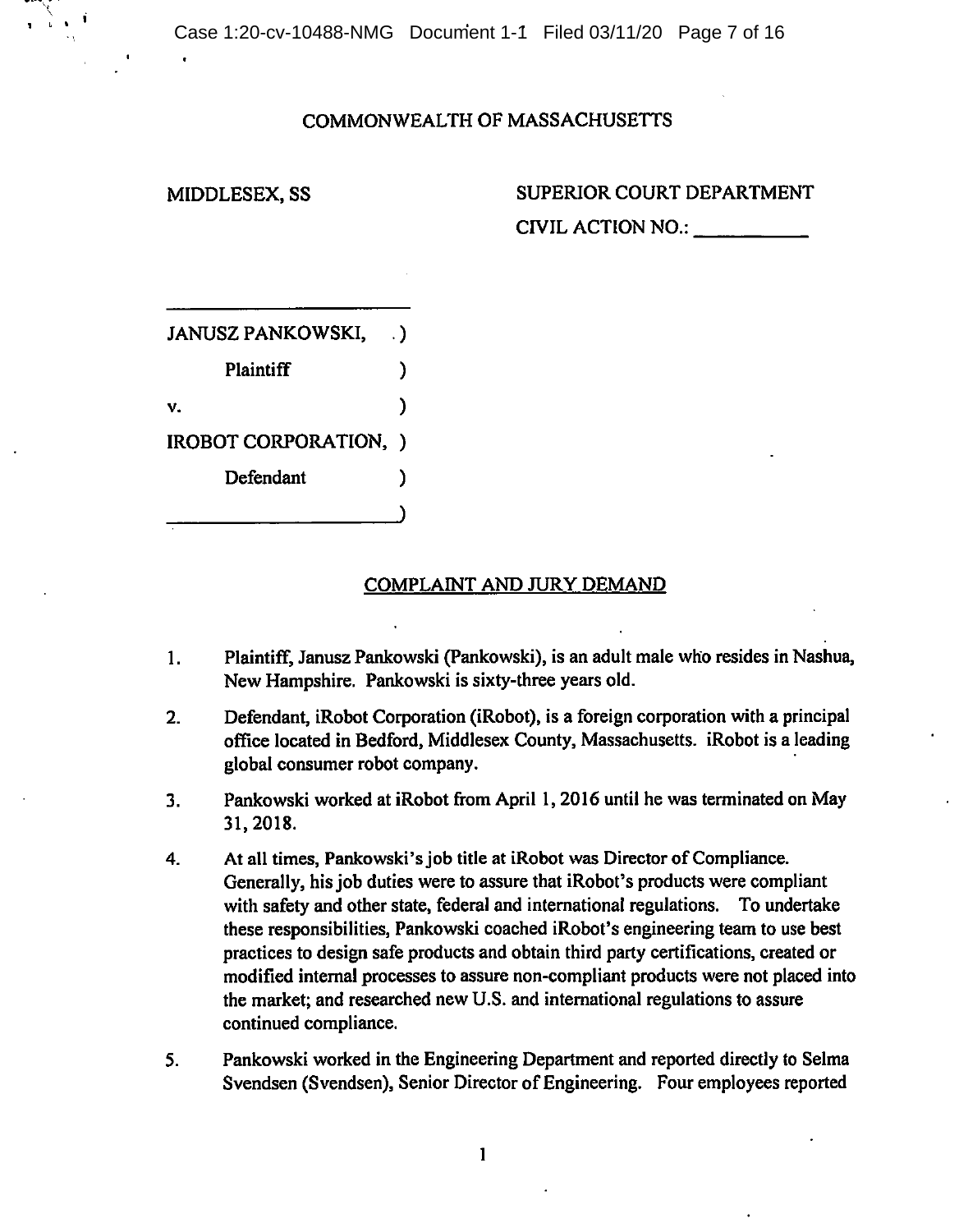COMMONWEALTH OF MASSACHUSETTS

MIDDLESEX, SS

SUPERIOR COURT DEPARTMENT

CIVIL ACTION NO.: __________

JANUSZ PANKOWSKI, )
Plaintiff )
v. )
IROBOT CORPORATION, )
Defendant )

## COMPLAINT AND JURY DEMAND

1. Plaintiff, Janusz Pankowski (Pankowski), is an adult male who resides in Nashua, New Hampshire. Pankowski is sixty-three years old.

2. Defendant, iRobot Corporation (iRobot), is a foreign corporation with a principal office located in Bedford, Middlesex County, Massachusetts. iRobot is a leading global consumer robot company.

3. Pankowski worked at iRobot from April 1, 2016 until he was terminated on May 31, 2018.

4. At all times, Pankowski's job title at iRobot was Director of Compliance. Generally, his job duties were to assure that iRobot's products were compliant with safety and other state, federal and international regulations. To undertake these responsibilities, Pankowski coached iRobot's engineering team to use best practices to design safe products and obtain third party certifications, created or modified internal processes to assure non-compliant products were not placed into the market; and researched new U.S. and international regulations to assure continued compliance.

5. Pankowski worked in the Engineering Department and reported directly to Selma Svendsen (Svendsen), Senior Director of Engineering. Four employees reported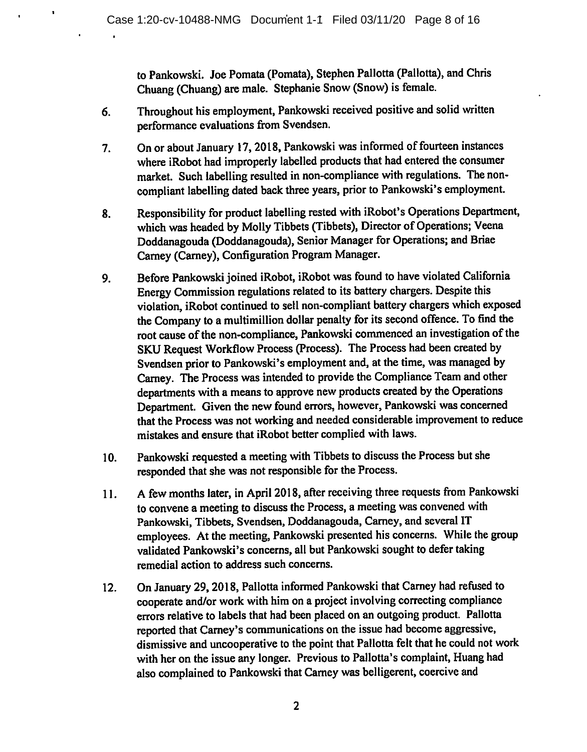to Pankowski. Joe Pomata (Pomata), Stephen Pallotta (Pallotta), and Chris Chuang (Chuang) are male. Stephanie Snow (Snow) is female.

6. Throughout his employment, Pankowski received positive and solid written performance evaluations from Svendsen.

7. On or about January 17, 2018, Pankowski was informed of fourteen instances where iRobot had improperly labelled products that had entered the consumer market. Such labelling resulted in non-compliance with regulations. The non-compliant labelling dated back three years, prior to Pankowski's employment.

8. Responsibility for product labelling rested with iRobot's Operations Department, which was headed by Molly Tibbets (Tibbets), Director of Operations; Veena Doddanagouda (Doddanagouda), Senior Manager for Operations; and Briae Carney (Carney), Configuration Program Manager.

9. Before Pankowski joined iRobot, iRobot was found to have violated California Energy Commission regulations related to its battery chargers. Despite this violation, iRobot continued to sell non-compliant battery chargers which exposed the Company to a multimillion dollar penalty for its second offence. To find the root cause of the non-compliance, Pankowski commenced an investigation of the SKU Request Workflow Process (Process). The Process had been created by Svendsen prior to Pankowski's employment and, at the time, was managed by Carney. The Process was intended to provide the Compliance Team and other departments with a means to approve new products created by the Operations Department. Given the new found errors, however, Pankowski was concerned that the Process was not working and needed considerable improvement to reduce mistakes and ensure that iRobot better complied with laws.

10. Pankowski requested a meeting with Tibbets to discuss the Process but she responded that she was not responsible for the Process.

11. A few months later, in April 2018, after receiving three requests from Pankowski to convene a meeting to discuss the Process, a meeting was convened with Pankowski, Tibbets, Svendsen, Doddanagouda, Carney, and several IT employees. At the meeting, Pankowski presented his concerns. While the group validated Pankowski's concerns, all but Pankowski sought to defer taking remedial action to address such concerns.

12. On January 29, 2018, Pallotta informed Pankowski that Carney had refused to cooperate and/or work with him on a project involving correcting compliance errors relative to labels that had been placed on an outgoing product. Pallotta reported that Carney's communications on the issue had become aggressive, dismissive and uncooperative to the point that Pallotta felt that he could not work with her on the issue any longer. Previous to Pallotta's complaint, Huang had also complained to Pankowski that Carney was belligerent, coercive and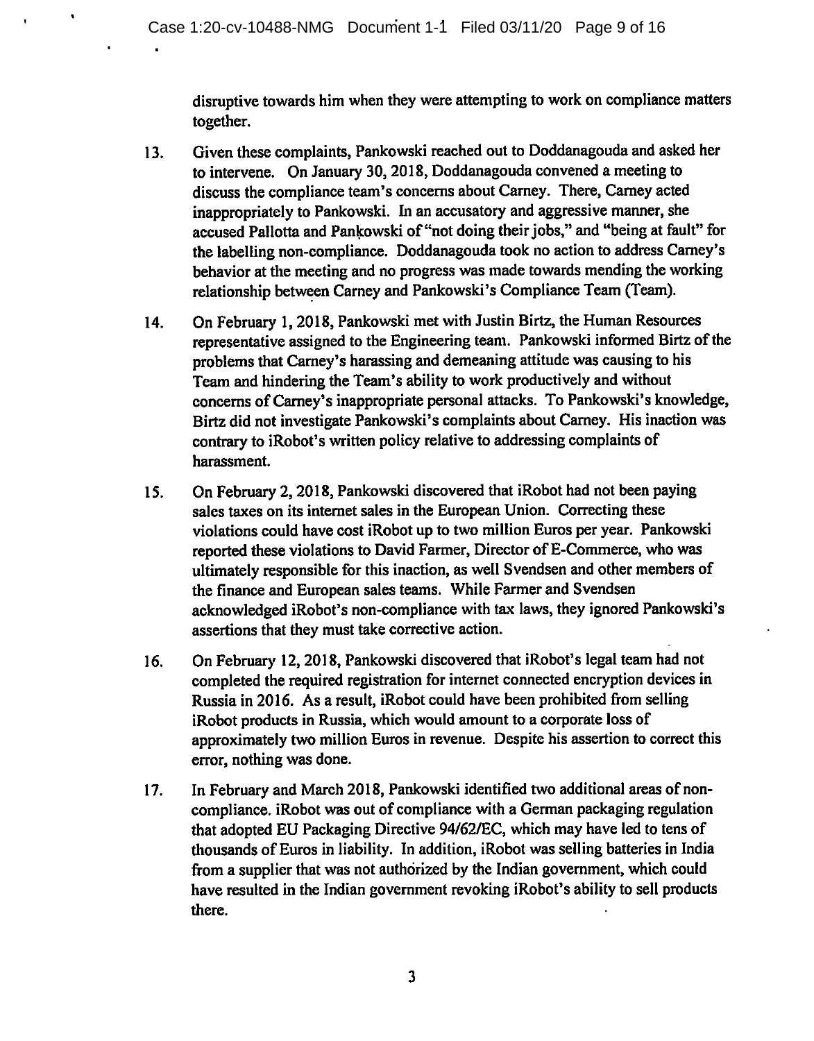disruptive towards him when they were attempting to work on compliance matters together.

13. Given these complaints, Pankowski reached out to Doddanagouda and asked her to intervene. On January 30, 2018, Doddanagouda convened a meeting to discuss the compliance team's concerns about Carney. There, Carney acted inappropriately to Pankowski. In an accusatory and aggressive manner, she accused Pallotta and Pankowski of "not doing their jobs," and "being at fault" for the labelling non-compliance. Doddanagouda took no action to address Carney's behavior at the meeting and no progress was made towards mending the working relationship between Carney and Pankowski's Compliance Team (Team).

14. On February 1, 2018, Pankowski met with Justin Birtz, the Human Resources representative assigned to the Engineering team. Pankowski informed Birtz of the problems that Carney's harassing and demeaning attitude was causing to his Team and hindering the Team's ability to work productively and without concerns of Carney's inappropriate personal attacks. To Pankowski's knowledge, Birtz did not investigate Pankowski's complaints about Carney. His inaction was contrary to iRobot's written policy relative to addressing complaints of harassment.

15. On February 2, 2018, Pankowski discovered that iRobot had not been paying sales taxes on its internet sales in the European Union. Correcting these violations could have cost iRobot up to two million Euros per year. Pankowski reported these violations to David Farmer, Director of E-Commerce, who was ultimately responsible for this inaction, as well Svendsen and other members of the finance and European sales teams. While Farmer and Svendsen acknowledged iRobot's non-compliance with tax laws, they ignored Pankowski's assertions that they must take corrective action.

16. On February 12, 2018, Pankowski discovered that iRobot's legal team had not completed the required registration for internet connected encryption devices in Russia in 2016. As a result, iRobot could have been prohibited from selling iRobot products in Russia, which would amount to a corporate loss of approximately two million Euros in revenue. Despite his assertion to correct this error, nothing was done.

17. In February and March 2018, Pankowski identified two additional areas of non-compliance. iRobot was out of compliance with a German packaging regulation that adopted EU Packaging Directive 94/62/EC, which may have led to tens of thousands of Euros in liability. In addition, iRobot was selling batteries in India from a supplier that was not authorized by the Indian government, which could have resulted in the Indian government revoking iRobot's ability to sell products there.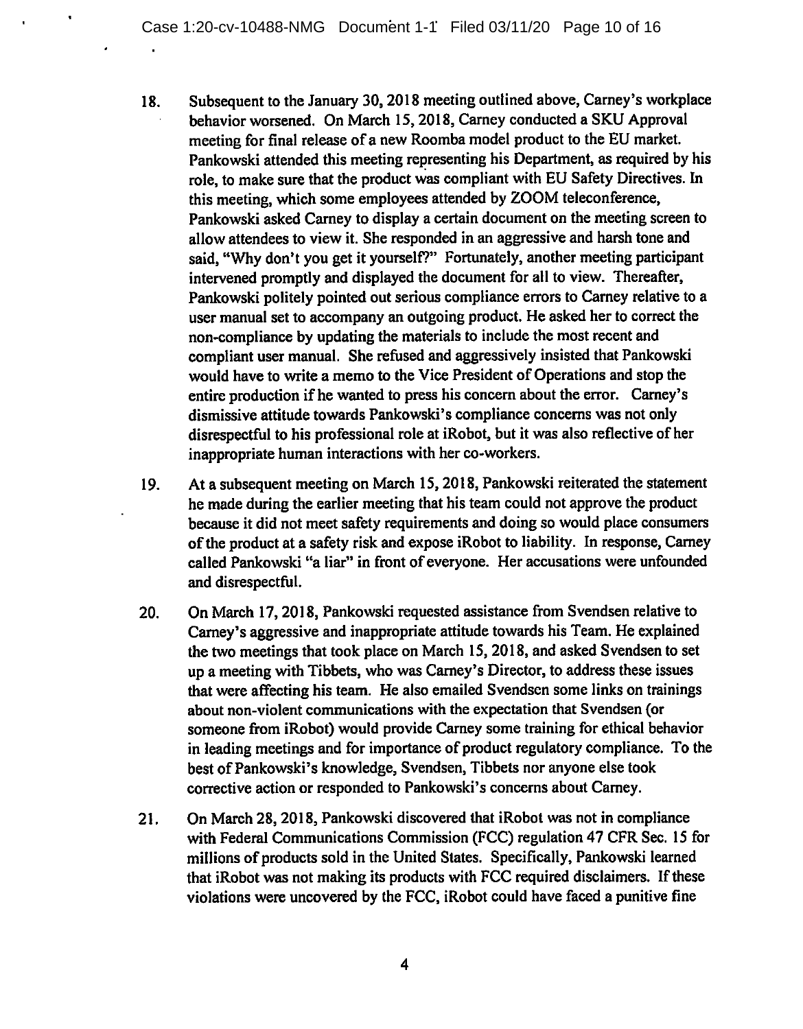18. Subsequent to the January 30, 2018 meeting outlined above, Carney's workplace behavior worsened. On March 15, 2018, Carney conducted a SKU Approval meeting for final release of a new Roomba model product to the EU market. Pankowski attended this meeting representing his Department, as required by his role, to make sure that the product was compliant with EU Safety Directives. In this meeting, which some employees attended by ZOOM teleconference, Pankowski asked Carney to display a certain document on the meeting screen to allow attendees to view it. She responded in an aggressive and harsh tone and said, "Why don't you get it yourself?" Fortunately, another meeting participant intervened promptly and displayed the document for all to view. Thereafter, Pankowski politely pointed out serious compliance errors to Carney relative to a user manual set to accompany an outgoing product. He asked her to correct the non-compliance by updating the materials to include the most recent and compliant user manual. She refused and aggressively insisted that Pankowski would have to write a memo to the Vice President of Operations and stop the entire production if he wanted to press his concern about the error. Carney's dismissive attitude towards Pankowski's compliance concerns was not only disrespectful to his professional role at iRobot, but it was also reflective of her inappropriate human interactions with her co-workers.

19. At a subsequent meeting on March 15, 2018, Pankowski reiterated the statement he made during the earlier meeting that his team could not approve the product because it did not meet safety requirements and doing so would place consumers of the product at a safety risk and expose iRobot to liability. In response, Carney called Pankowski "a liar" in front of everyone. Her accusations were unfounded and disrespectful.

20. On March 17, 2018, Pankowski requested assistance from Svendsen relative to Carney's aggressive and inappropriate attitude towards his Team. He explained the two meetings that took place on March 15, 2018, and asked Svendsen to set up a meeting with Tibbets, who was Carney's Director, to address these issues that were affecting his team. He also emailed Svendsen some links on trainings about non-violent communications with the expectation that Svendsen (or someone from iRobot) would provide Carney some training for ethical behavior in leading meetings and for importance of product regulatory compliance. To the best of Pankowski's knowledge, Svendsen, Tibbets nor anyone else took corrective action or responded to Pankowski's concerns about Carney.

21. On March 28, 2018, Pankowski discovered that iRobot was not in compliance with Federal Communications Commission (FCC) regulation 47 CFR Sec. 15 for millions of products sold in the United States. Specifically, Pankowski learned that iRobot was not making its products with FCC required disclaimers. If these violations were uncovered by the FCC, iRobot could have faced a punitive fine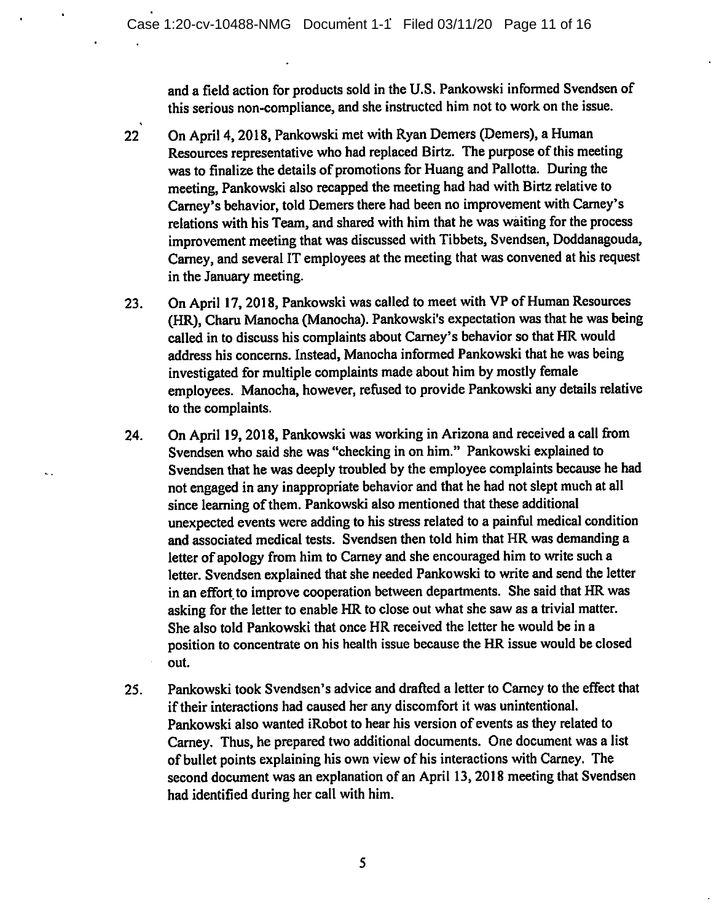and a field action for products sold in the U.S. Pankowski informed Svendsen of this serious non-compliance, and she instructed him not to work on the issue.

22. On April 4, 2018, Pankowski met with Ryan Demers (Demers), a Human Resources representative who had replaced Birtz. The purpose of this meeting was to finalize the details of promotions for Huang and Pallotta. During the meeting, Pankowski also recapped the meeting had had with Birtz relative to Carney's behavior, told Demers there had been no improvement with Carney's relations with his Team, and shared with him that he was waiting for the process improvement meeting that was discussed with Tibbets, Svendsen, Doddanagouda, Carney, and several IT employees at the meeting that was convened at his request in the January meeting.

23. On April 17, 2018, Pankowski was called to meet with VP of Human Resources (HR), Charu Manocha (Manocha). Pankowski's expectation was that he was being called in to discuss his complaints about Carney's behavior so that HR would address his concerns. Instead, Manocha informed Pankowski that he was being investigated for multiple complaints made about him by mostly female employees. Manocha, however, refused to provide Pankowski any details relative to the complaints.

24. On April 19, 2018, Pankowski was working in Arizona and received a call from Svendsen who said she was "checking in on him." Pankowski explained to Svendsen that he was deeply troubled by the employee complaints because he had not engaged in any inappropriate behavior and that he had not slept much at all since learning of them. Pankowski also mentioned that these additional unexpected events were adding to his stress related to a painful medical condition and associated medical tests. Svendsen then told him that HR was demanding a letter of apology from him to Carney and she encouraged him to write such a letter. Svendsen explained that she needed Pankowski to write and send the letter in an effort to improve cooperation between departments. She said that HR was asking for the letter to enable HR to close out what she saw as a trivial matter. She also told Pankowski that once HR received the letter he would be in a position to concentrate on his health issue because the HR issue would be closed out.

25. Pankowski took Svendsen's advice and drafted a letter to Carney to the effect that if their interactions had caused her any discomfort it was unintentional. Pankowski also wanted iRobot to hear his version of events as they related to Carney. Thus, he prepared two additional documents. One document was a list of bullet points explaining his own view of his interactions with Carney. The second document was an explanation of an April 13, 2018 meeting that Svendsen had identified during her call with him.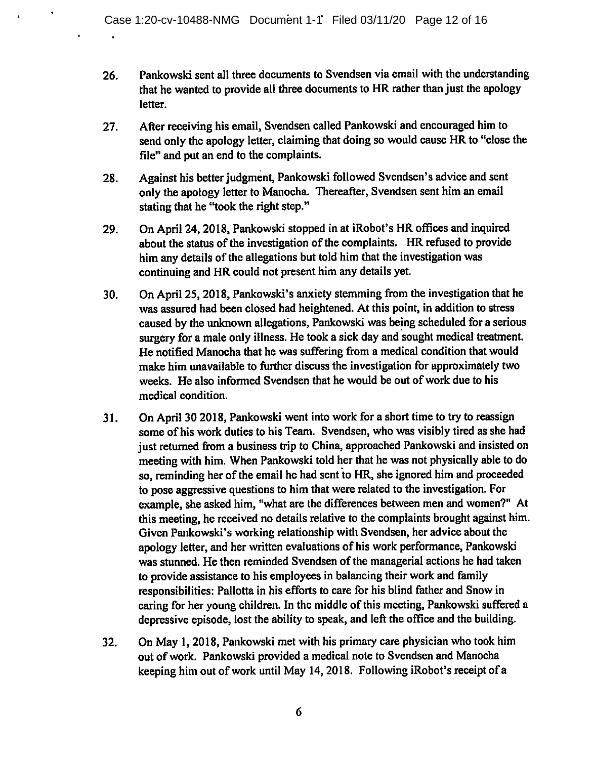26. Pankowski sent all three documents to Svendsen via email with the understanding that he wanted to provide all three documents to HR rather than just the apology letter.

27. After receiving his email, Svendsen called Pankowski and encouraged him to send only the apology letter, claiming that doing so would cause HR to "close the file" and put an end to the complaints.

28. Against his better judgment, Pankowski followed Svendsen's advice and sent only the apology letter to Manocha. Thereafter, Svendsen sent him an email stating that he "took the right step."

29. On April 24, 2018, Pankowski stopped in at iRobot's HR offices and inquired about the status of the investigation of the complaints. HR refused to provide him any details of the allegations but told him that the investigation was continuing and HR could not present him any details yet.

30. On April 25, 2018, Pankowski's anxiety stemming from the investigation that he was assured had been closed had heightened. At this point, in addition to stress caused by the unknown allegations, Pankowski was being scheduled for a serious surgery for a male only illness. He took a sick day and sought medical treatment. He notified Manocha that he was suffering from a medical condition that would make him unavailable to further discuss the investigation for approximately two weeks. He also informed Svendsen that he would be out of work due to his medical condition.

31. On April 30 2018, Pankowski went into work for a short time to try to reassign some of his work duties to his Team. Svendsen, who was visibly tired as she had just returned from a business trip to China, approached Pankowski and insisted on meeting with him. When Pankowski told her that he was not physically able to do so, reminding her of the email he had sent to HR, she ignored him and proceeded to pose aggressive questions to him that were related to the investigation. For example, she asked him, "what are the differences between men and women?" At this meeting, he received no details relative to the complaints brought against him. Given Pankowski's working relationship with Svendsen, her advice about the apology letter, and her written evaluations of his work performance, Pankowski was stunned. He then reminded Svendsen of the managerial actions he had taken to provide assistance to his employees in balancing their work and family responsibilities: Pallotta in his efforts to care for his blind father and Snow in caring for her young children. In the middle of this meeting, Pankowski suffered a depressive episode, lost the ability to speak, and left the office and the building.

32. On May 1, 2018, Pankowski met with his primary care physician who took him out of work. Pankowski provided a medical note to Svendsen and Manocha keeping him out of work until May 14, 2018. Following iRobot's receipt of a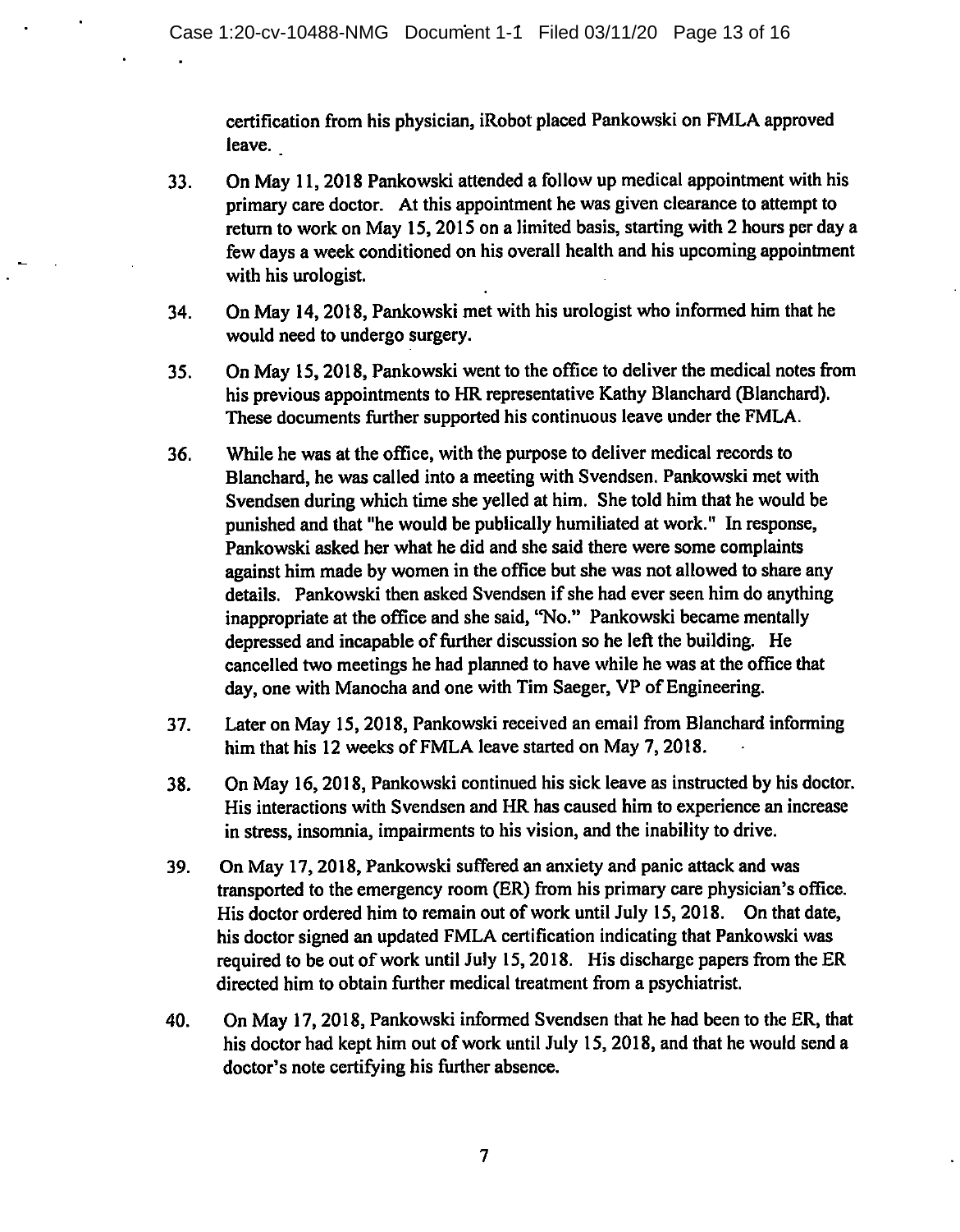certification from his physician, iRobot placed Pankowski on FMLA approved leave.

33. On May 11, 2018 Pankowski attended a follow up medical appointment with his primary care doctor. At this appointment he was given clearance to attempt to return to work on May 15, 2015 on a limited basis, starting with 2 hours per day a few days a week conditioned on his overall health and his upcoming appointment with his urologist.

34. On May 14, 2018, Pankowski met with his urologist who informed him that he would need to undergo surgery.

35. On May 15, 2018, Pankowski went to the office to deliver the medical notes from his previous appointments to HR representative Kathy Blanchard (Blanchard). These documents further supported his continuous leave under the FMLA.

36. While he was at the office, with the purpose to deliver medical records to Blanchard, he was called into a meeting with Svendsen. Pankowski met with Svendsen during which time she yelled at him. She told him that he would be punished and that "he would be publically humiliated at work." In response, Pankowski asked her what he did and she said there were some complaints against him made by women in the office but she was not allowed to share any details. Pankowski then asked Svendsen if she had ever seen him do anything inappropriate at the office and she said, "No." Pankowski became mentally depressed and incapable of further discussion so he left the building. He cancelled two meetings he had planned to have while he was at the office that day, one with Manocha and one with Tim Saeger, VP of Engineering.

37. Later on May 15, 2018, Pankowski received an email from Blanchard informing him that his 12 weeks of FMLA leave started on May 7, 2018.

38. On May 16, 2018, Pankowski continued his sick leave as instructed by his doctor. His interactions with Svendsen and HR has caused him to experience an increase in stress, insomnia, impairments to his vision, and the inability to drive.

39. On May 17, 2018, Pankowski suffered an anxiety and panic attack and was transported to the emergency room (ER) from his primary care physician's office. His doctor ordered him to remain out of work until July 15, 2018. On that date, his doctor signed an updated FMLA certification indicating that Pankowski was required to be out of work until July 15, 2018. His discharge papers from the ER directed him to obtain further medical treatment from a psychiatrist.

40. On May 17, 2018, Pankowski informed Svendsen that he had been to the ER, that his doctor had kept him out of work until July 15, 2018, and that he would send a doctor's note certifying his further absence.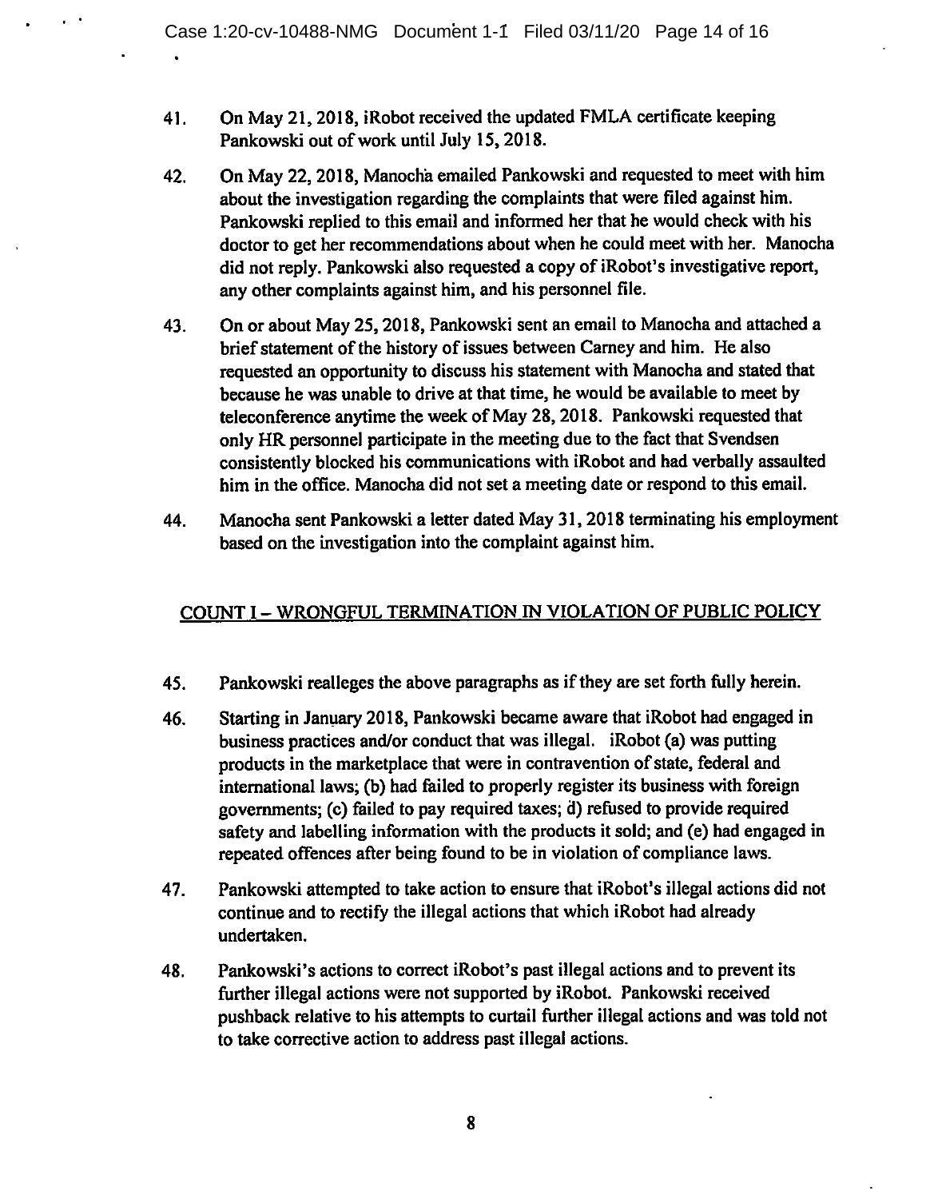41. On May 21, 2018, iRobot received the updated FMLA certificate keeping Pankowski out of work until July 15, 2018.

42. On May 22, 2018, Manocha emailed Pankowski and requested to meet with him about the investigation regarding the complaints that were filed against him. Pankowski replied to this email and informed her that he would check with his doctor to get her recommendations about when he could meet with her. Manocha did not reply. Pankowski also requested a copy of iRobot's investigative report, any other complaints against him, and his personnel file.

43. On or about May 25, 2018, Pankowski sent an email to Manocha and attached a brief statement of the history of issues between Carney and him. He also requested an opportunity to discuss his statement with Manocha and stated that because he was unable to drive at that time, he would be available to meet by teleconference anytime the week of May 28, 2018. Pankowski requested that only HR personnel participate in the meeting due to the fact that Svendsen consistently blocked his communications with iRobot and had verbally assaulted him in the office. Manocha did not set a meeting date or respond to this email.

44. Manocha sent Pankowski a letter dated May 31, 2018 terminating his employment based on the investigation into the complaint against him.

## COUNT I – WRONGFUL TERMINATION IN VIOLATION OF PUBLIC POLICY

45. Pankowski realleges the above paragraphs as if they are set forth fully herein.

46. Starting in January 2018, Pankowski became aware that iRobot had engaged in business practices and/or conduct that was illegal. iRobot (a) was putting products in the marketplace that were in contravention of state, federal and international laws; (b) had failed to properly register its business with foreign governments; (c) failed to pay required taxes; d) refused to provide required safety and labelling information with the products it sold; and (e) had engaged in repeated offences after being found to be in violation of compliance laws.

47. Pankowski attempted to take action to ensure that iRobot's illegal actions did not continue and to rectify the illegal actions that which iRobot had already undertaken.

48. Pankowski's actions to correct iRobot's past illegal actions and to prevent its further illegal actions were not supported by iRobot. Pankowski received pushback relative to his attempts to curtail further illegal actions and was told not to take corrective action to address past illegal actions.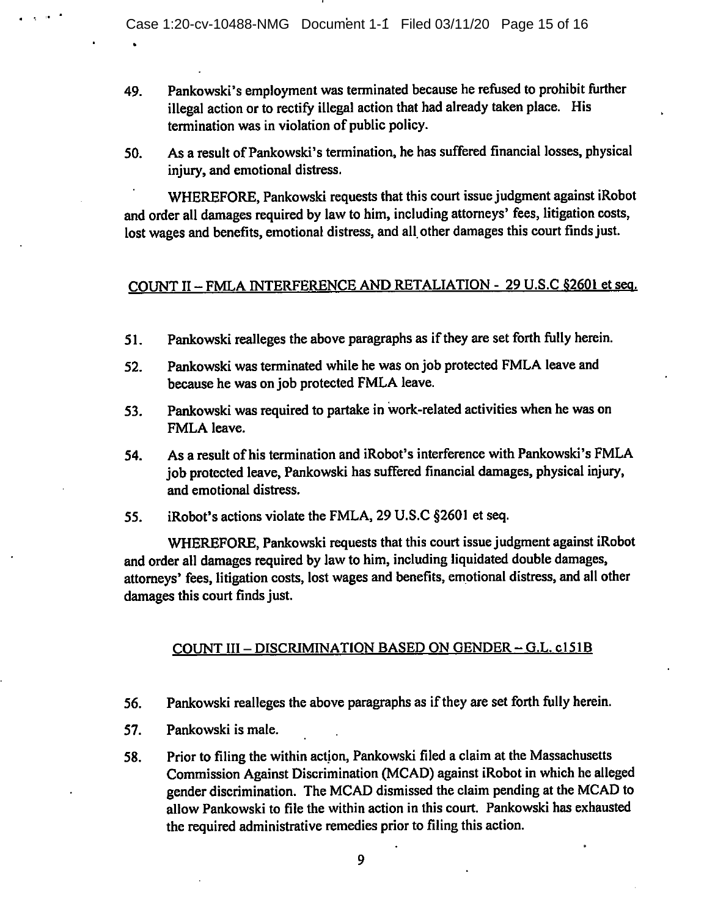49. Pankowski's employment was terminated because he refused to prohibit further illegal action or to rectify illegal action that had already taken place. His termination was in violation of public policy.

50. As a result of Pankowski's termination, he has suffered financial losses, physical injury, and emotional distress.

WHEREFORE, Pankowski requests that this court issue judgment against iRobot and order all damages required by law to him, including attorneys' fees, litigation costs, lost wages and benefits, emotional distress, and all other damages this court finds just.

## COUNT II – FMLA INTERFERENCE AND RETALIATION - 29 U.S.C §2601 et seq.

51. Pankowski realleges the above paragraphs as if they are set forth fully herein.

52. Pankowski was terminated while he was on job protected FMLA leave and because he was on job protected FMLA leave.

53. Pankowski was required to partake in work-related activities when he was on FMLA leave.

54. As a result of his termination and iRobot's interference with Pankowski's FMLA job protected leave, Pankowski has suffered financial damages, physical injury, and emotional distress.

55. iRobot's actions violate the FMLA, 29 U.S.C §2601 et seq.

WHEREFORE, Pankowski requests that this court issue judgment against iRobot and order all damages required by law to him, including liquidated double damages, attorneys' fees, litigation costs, lost wages and benefits, emotional distress, and all other damages this court finds just.

## COUNT III – DISCRIMINATION BASED ON GENDER – G.L. c151B

56. Pankowski realleges the above paragraphs as if they are set forth fully herein.

57. Pankowski is male.

58. Prior to filing the within action, Pankowski filed a claim at the Massachusetts Commission Against Discrimination (MCAD) against iRobot in which he alleged gender discrimination. The MCAD dismissed the claim pending at the MCAD to allow Pankowski to file the within action in this court. Pankowski has exhausted the required administrative remedies prior to filing this action.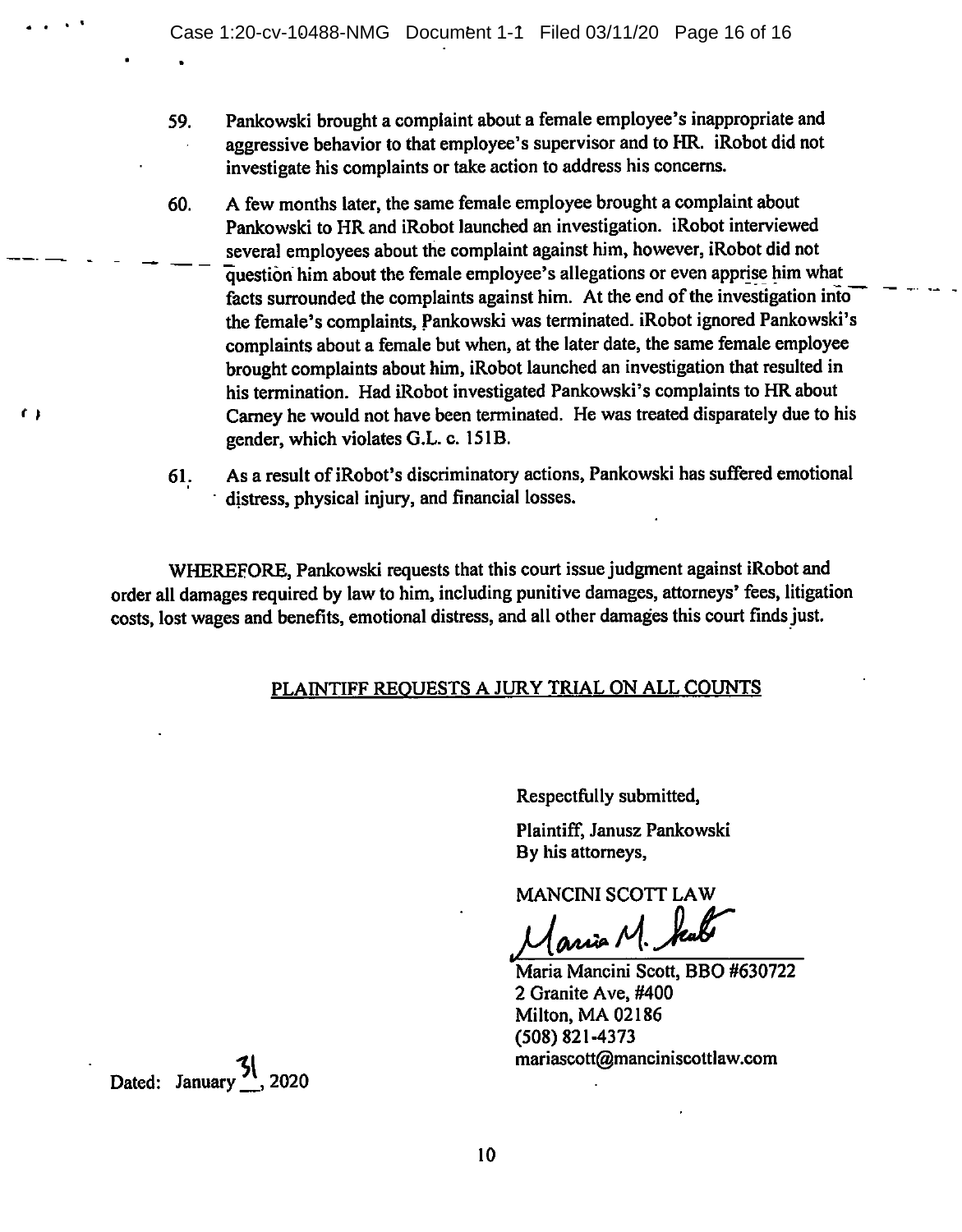59. Pankowski brought a complaint about a female employee's inappropriate and aggressive behavior to that employee's supervisor and to HR. iRobot did not investigate his complaints or take action to address his concerns.

60. A few months later, the same female employee brought a complaint about Pankowski to HR and iRobot launched an investigation. iRobot interviewed several employees about the complaint against him, however, iRobot did not question him about the female employee's allegations or even apprise him what facts surrounded the complaints against him. At the end of the investigation into the female's complaints, Pankowski was terminated. iRobot ignored Pankowski's complaints about a female but when, at the later date, the same female employee brought complaints about him, iRobot launched an investigation that resulted in his termination. Had iRobot investigated Pankowski's complaints to HR about Carney he would not have been terminated. He was treated disparately due to his gender, which violates G.L. c. 151B.

61. As a result of iRobot's discriminatory actions, Pankowski has suffered emotional distress, physical injury, and financial losses.

WHEREFORE, Pankowski requests that this court issue judgment against iRobot and order all damages required by law to him, including punitive damages, attorneys' fees, litigation costs, lost wages and benefits, emotional distress, and all other damages this court finds just.

PLAINTIFF REQUESTS A JURY TRIAL ON ALL COUNTS

Respectfully submitted,

Plaintiff, Janusz Pankowski
By his attorneys,

MANCINI SCOTT LAW

Maria Mancini Scott, BBO #630722
2 Granite Ave, #400
Milton, MA 02186
(508) 821-4373
mariascott@manciniscottlaw.com

Dated: January 31, 2020